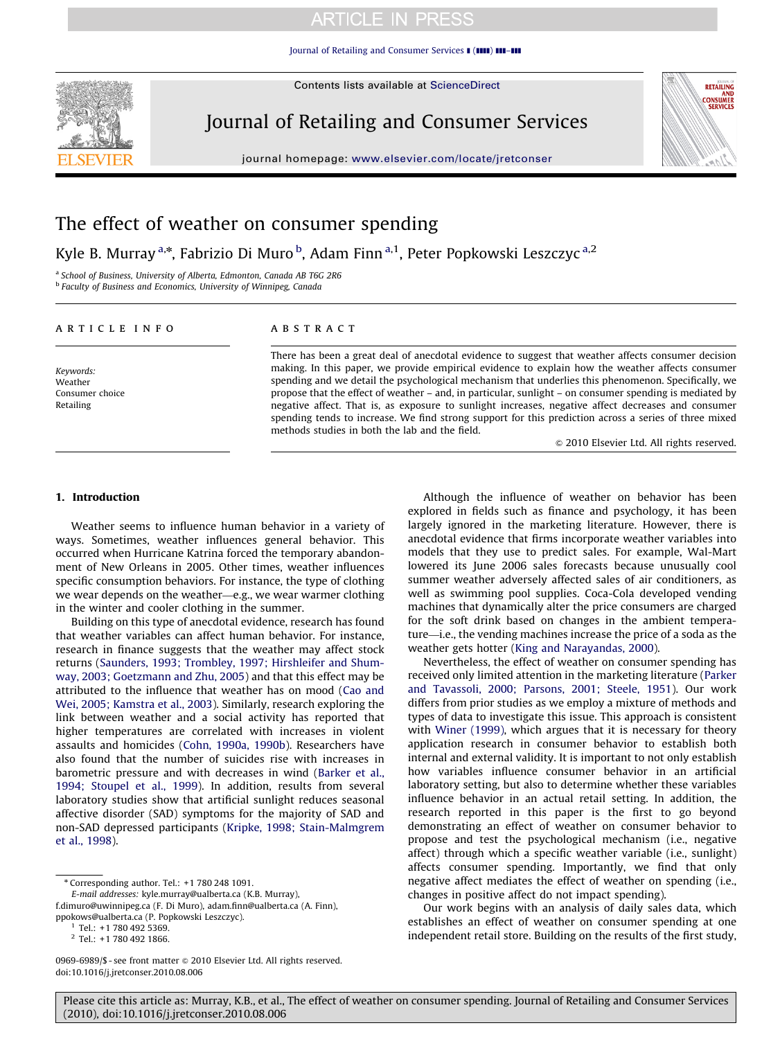# The effect of weather on consumer spending

Kyle B. Murray [a,*], Fabrizio Di Muro [b], Adam Finn [a,1], Peter Popkowski Leszczyc [a,2]

[a] School of Business, University of Alberta, Edmonton, Canada AB T6G 2R6

[b] Faculty of Business and Economics, University of Winnipeg, Canada

## ARTICLE INFO

*Keywords:*
Weather
Consumer choice
Retailing

## ABSTRACT

There has been a great deal of anecdotal evidence to suggest that weather affects consumer decision making. In this paper, we provide empirical evidence to explain how the weather affects consumer spending and we detail the psychological mechanism that underlies this phenomenon. Specifically, we propose that the effect of weather – and, in particular, sunlight – on consumer spending is mediated by negative affect. That is, as exposure to sunlight increases, negative affect decreases and consumer spending tends to increase. We find strong support for this prediction across a series of three mixed methods studies in both the lab and the field.

© 2010 Elsevier Ltd. All rights reserved.

## 1. Introduction

Weather seems to influence human behavior in a variety of ways. Sometimes, weather influences general behavior. This occurred when Hurricane Katrina forced the temporary abandonment of New Orleans in 2005. Other times, weather influences specific consumption behaviors. For instance, the type of clothing we wear depends on the weather—e.g., we wear warmer clothing in the winter and cooler clothing in the summer.

Building on this type of anecdotal evidence, research has found that weather variables can affect human behavior. For instance, research in finance suggests that the weather may affect stock returns (Saunders, 1993; Trombley, 1997; Hirshleifer and Shumway, 2003; Goetzmann and Zhu, 2005) and that this effect may be attributed to the influence that weather has on mood (Cao and Wei, 2005; Kamstra et al., 2003). Similarly, research exploring the link between weather and a social activity has reported that higher temperatures are correlated with increases in violent assaults and homicides (Cohn, 1990a, 1990b). Researchers have also found that the number of suicides rise with increases in barometric pressure and with decreases in wind (Barker et al., 1994; Stoupel et al., 1999). In addition, results from several laboratory studies show that artificial sunlight reduces seasonal affective disorder (SAD) symptoms for the majority of SAD and non-SAD depressed participants (Kripke, 1998; Stain-Malmgrem et al., 1998).

Although the influence of weather on behavior has been explored in fields such as finance and psychology, it has been largely ignored in the marketing literature. However, there is anecdotal evidence that firms incorporate weather variables into models that they use to predict sales. For example, Wal-Mart lowered its June 2006 sales forecasts because unusually cool summer weather adversely affected sales of air conditioners, as well as swimming pool supplies. Coca-Cola developed vending machines that dynamically alter the price consumers are charged for the soft drink based on changes in the ambient temperature—i.e., the vending machines increase the price of a soda as the weather gets hotter (King and Narayandas, 2000).

Nevertheless, the effect of weather on consumer spending has received only limited attention in the marketing literature (Parker and Tavassoli, 2000; Parsons, 2001; Steele, 1951). Our work differs from prior studies as we employ a mixture of methods and types of data to investigate this issue. This approach is consistent with Winer (1999), which argues that it is necessary for theory application research in consumer behavior to establish both internal and external validity. It is important to not only establish how variables influence consumer behavior in an artificial laboratory setting, but also to determine whether these variables influence behavior in an actual retail setting. In addition, the research reported in this paper is the first to go beyond demonstrating an effect of weather on consumer behavior to propose and test the psychological mechanism (i.e., negative affect) through which a specific weather variable (i.e., sunlight) affects consumer spending. Importantly, we find that only negative affect mediates the effect of weather on spending (i.e., changes in positive affect do not impact spending).

Our work begins with an analysis of daily sales data, which establishes an effect of weather on consumer spending at one independent retail store. Building on the results of the first study,

---

* Corresponding author. Tel.: +1 780 248 1091.
E-mail addresses: kyle.murray@ualberta.ca (K.B. Murray), f.dimuro@uwinnipeg.ca (F. Di Muro), adam.finn@ualberta.ca (A. Finn), ppokows@ualberta.ca (P. Popkowski Leszczyc).

[1] Tel.: +1 780 492 5369.

[2] Tel.: +1 780 492 1866.

0969-6989/$ - see front matter © 2010 Elsevier Ltd. All rights reserved.
doi:10.1016/j.jretconser.2010.08.006

Please cite this article as: Murray, K.B., et al., The effect of weather on consumer spending. Journal of Retailing and Consumer Services (2010), doi:10.1016/j.jretconser.2010.08.006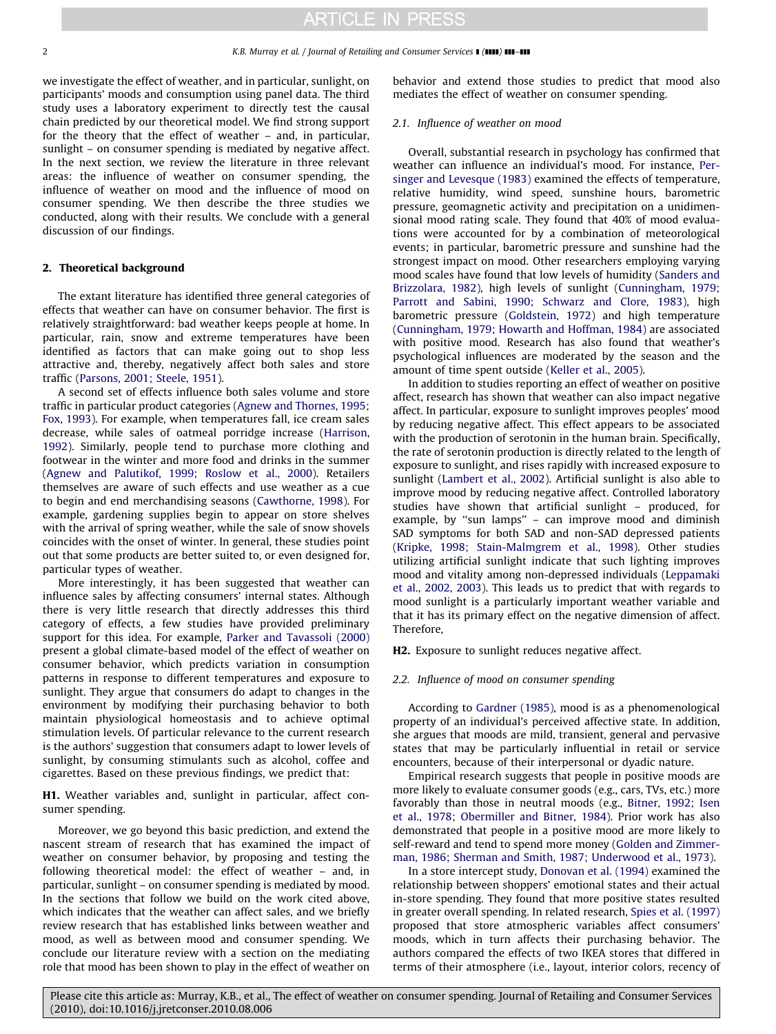we investigate the effect of weather, and in particular, sunlight, on participants' moods and consumption using panel data. The third study uses a laboratory experiment to directly test the causal chain predicted by our theoretical model. We find strong support for the theory that the effect of weather – and, in particular, sunlight – on consumer spending is mediated by negative affect. In the next section, we review the literature in three relevant areas: the influence of weather on consumer spending, the influence of weather on mood and the influence of mood on consumer spending. We then describe the three studies we conducted, along with their results. We conclude with a general discussion of our findings.

## 2. Theoretical background

The extant literature has identified three general categories of effects that weather can have on consumer behavior. The first is relatively straightforward: bad weather keeps people at home. In particular, rain, snow and extreme temperatures have been identified as factors that can make going out to shop less attractive and, thereby, negatively affect both sales and store traffic (Parsons, 2001; Steele, 1951).

A second set of effects influence both sales volume and store traffic in particular product categories (Agnew and Thornes, 1995; Fox, 1993). For example, when temperatures fall, ice cream sales decrease, while sales of oatmeal porridge increase (Harrison, 1992). Similarly, people tend to purchase more clothing and footwear in the winter and more food and drinks in the summer (Agnew and Palutikof, 1999; Roslow et al., 2000). Retailers themselves are aware of such effects and use weather as a cue to begin and end merchandising seasons (Cawthorne, 1998). For example, gardening supplies begin to appear on store shelves with the arrival of spring weather, while the sale of snow shovels coincides with the onset of winter. In general, these studies point out that some products are better suited to, or even designed for, particular types of weather.

More interestingly, it has been suggested that weather can influence sales by affecting consumers' internal states. Although there is very little research that directly addresses this third category of effects, a few studies have provided preliminary support for this idea. For example, Parker and Tavassoli (2000) present a global climate-based model of the effect of weather on consumer behavior, which predicts variation in consumption patterns in response to different temperatures and exposure to sunlight. They argue that consumers do adapt to changes in the environment by modifying their purchasing behavior to both maintain physiological homeostasis and to achieve optimal stimulation levels. Of particular relevance to the current research is the authors' suggestion that consumers adapt to lower levels of sunlight, by consuming stimulants such as alcohol, coffee and cigarettes. Based on these previous findings, we predict that:

**H1.** Weather variables and, sunlight in particular, affect consumer spending.

Moreover, we go beyond this basic prediction, and extend the nascent stream of research that has examined the impact of weather on consumer behavior, by proposing and testing the following theoretical model: the effect of weather – and, in particular, sunlight – on consumer spending is mediated by mood. In the sections that follow we build on the work cited above, which indicates that the weather can affect sales, and we briefly review research that has established links between weather and mood, as well as between mood and consumer spending. We conclude our literature review with a section on the mediating role that mood has been shown to play in the effect of weather on behavior and extend those studies to predict that mood also mediates the effect of weather on consumer spending.

### 2.1. Influence of weather on mood

Overall, substantial research in psychology has confirmed that weather can influence an individual's mood. For instance, Persinger and Levesque (1983) examined the effects of temperature, relative humidity, wind speed, sunshine hours, barometric pressure, geomagnetic activity and precipitation on a unidimensional mood rating scale. They found that 40% of mood evaluations were accounted for by a combination of meteorological events; in particular, barometric pressure and sunshine had the strongest impact on mood. Other researchers employing varying mood scales have found that low levels of humidity (Sanders and Brizzolara, 1982), high levels of sunlight (Cunningham, 1979; Parrott and Sabini, 1990; Schwarz and Clore, 1983), high barometric pressure (Goldstein, 1972) and high temperature (Cunningham, 1979; Howarth and Hoffman, 1984) are associated with positive mood. Research has also found that weather's psychological influences are moderated by the season and the amount of time spent outside (Keller et al., 2005).

In addition to studies reporting an effect of weather on positive affect, research has shown that weather can also impact negative affect. In particular, exposure to sunlight improves peoples' mood by reducing negative affect. This effect appears to be associated with the production of serotonin in the human brain. Specifically, the rate of serotonin production is directly related to the length of exposure to sunlight, and rises rapidly with increased exposure to sunlight (Lambert et al., 2002). Artificial sunlight is also able to improve mood by reducing negative affect. Controlled laboratory studies have shown that artificial sunlight – produced, for example, by "sun lamps" – can improve mood and diminish SAD symptoms for both SAD and non-SAD depressed patients (Kripke, 1998; Stain-Malmgrem et al., 1998). Other studies utilizing artificial sunlight indicate that such lighting improves mood and vitality among non-depressed individuals (Leppamaki et al., 2002, 2003). This leads us to predict that with regards to mood sunlight is a particularly important weather variable and that it has its primary effect on the negative dimension of affect. Therefore,

**H2.** Exposure to sunlight reduces negative affect.

### 2.2. Influence of mood on consumer spending

According to Gardner (1985), mood is as a phenomenological property of an individual's perceived affective state. In addition, she argues that moods are mild, transient, general and pervasive states that may be particularly influential in retail or service encounters, because of their interpersonal or dyadic nature.

Empirical research suggests that people in positive moods are more likely to evaluate consumer goods (e.g., cars, TVs, etc.) more favorably than those in neutral moods (e.g., Bitner, 1992; Isen et al., 1978; Obermiller and Bitner, 1984). Prior work has also demonstrated that people in a positive mood are more likely to self-reward and tend to spend more money (Golden and Zimmerman, 1986; Sherman and Smith, 1987; Underwood et al., 1973).

In a store intercept study, Donovan et al. (1994) examined the relationship between shoppers' emotional states and their actual in-store spending. They found that more positive states resulted in greater overall spending. In related research, Spies et al. (1997) proposed that store atmospheric variables affect consumers' moods, which in turn affects their purchasing behavior. The authors compared the effects of two IKEA stores that differed in terms of their atmosphere (i.e., layout, interior colors, recency of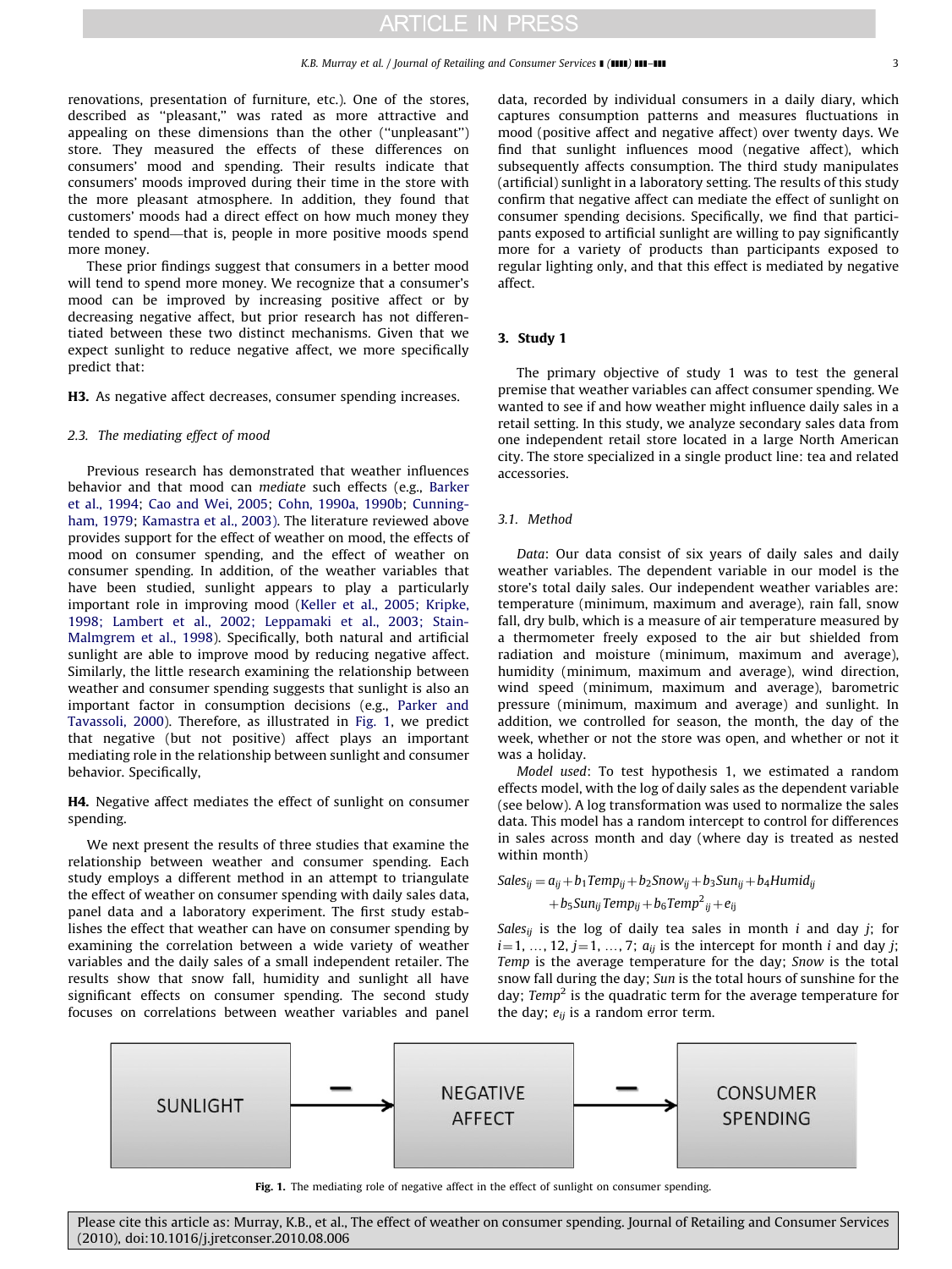renovations, presentation of furniture, etc.). One of the stores, described as "pleasant," was rated as more attractive and appealing on these dimensions than the other ("unpleasant") store. They measured the effects of these differences on consumers' mood and spending. Their results indicate that consumers' moods improved during their time in the store with the more pleasant atmosphere. In addition, they found that customers' moods had a direct effect on how much money they tended to spend—that is, people in more positive moods spend more money.

These prior findings suggest that consumers in a better mood will tend to spend more money. We recognize that a consumer's mood can be improved by increasing positive affect or by decreasing negative affect, but prior research has not differentiated between these two distinct mechanisms. Given that we expect sunlight to reduce negative affect, we more specifically predict that:

**H3.** As negative affect decreases, consumer spending increases.

### 2.3. The mediating effect of mood

Previous research has demonstrated that weather influences behavior and that mood can *mediate* such effects (e.g., Barker et al., 1994; Cao and Wei, 2005; Cohn, 1990a, 1990b; Cunningham, 1979; Kamastra et al., 2003). The literature reviewed above provides support for the effect of weather on mood, the effects of mood on consumer spending, and the effect of weather on consumer spending. In addition, of the weather variables that have been studied, sunlight appears to play a particularly important role in improving mood (Keller et al., 2005; Kripke, 1998; Lambert et al., 2002; Leppamaki et al., 2003; Stain-Malmgrem et al., 1998). Specifically, both natural and artificial sunlight are able to improve mood by reducing negative affect. Similarly, the little research examining the relationship between weather and consumer spending suggests that sunlight is also an important factor in consumption decisions (e.g., Parker and Tavassoli, 2000). Therefore, as illustrated in Fig. 1, we predict that negative (but not positive) affect plays an important mediating role in the relationship between sunlight and consumer behavior. Specifically,

**H4.** Negative affect mediates the effect of sunlight on consumer spending.

We next present the results of three studies that examine the relationship between weather and consumer spending. Each study employs a different method in an attempt to triangulate the effect of weather on consumer spending with daily sales data, panel data and a laboratory experiment. The first study establishes the effect that weather can have on consumer spending by examining the correlation between a wide variety of weather variables and the daily sales of a small independent retailer. The results show that snow fall, humidity and sunlight all have significant effects on consumer spending. The second study focuses on correlations between weather variables and panel data, recorded by individual consumers in a daily diary, which captures consumption patterns and measures fluctuations in mood (positive affect and negative affect) over twenty days. We find that sunlight influences mood (negative affect), which subsequently affects consumption. The third study manipulates (artificial) sunlight in a laboratory setting. The results of this study confirm that negative affect can mediate the effect of sunlight on consumer spending decisions. Specifically, we find that participants exposed to artificial sunlight are willing to pay significantly more for a variety of products than participants exposed to regular lighting only, and that this effect is mediated by negative affect.

## 3. Study 1

The primary objective of study 1 was to test the general premise that weather variables can affect consumer spending. We wanted to see if and how weather might influence daily sales in a retail setting. In this study, we analyze secondary sales data from one independent retail store located in a large North American city. The store specialized in a single product line: tea and related accessories.

### 3.1. Method

*Data*: Our data consist of six years of daily sales and daily weather variables. The dependent variable in our model is the store's total daily sales. Our independent weather variables are: temperature (minimum, maximum and average), rain fall, snow fall, dry bulb, which is a measure of air temperature measured by a thermometer freely exposed to the air but shielded from radiation and moisture (minimum, maximum and average), humidity (minimum, maximum and average), wind direction, wind speed (minimum, maximum and average), barometric pressure (minimum, maximum and average) and sunlight. In addition, we controlled for season, the month, the day of the week, whether or not the store was open, and whether or not it was a holiday.

*Model used*: To test hypothesis 1, we estimated a random effects model, with the log of daily sales as the dependent variable (see below). A log transformation was used to normalize the sales data. This model has a random intercept to control for differences in sales across month and day (where day is treated as nested within month)

$$Sales_{ij} = a_{ij} + b_1 Temp_{ij} + b_2 Snow_{ij} + b_3 Sun_{ij} + b_4 Humid_{ij} + b_5 Sun_{ij} Temp_{ij} + b_6 Temp^2{}_{ij} + e_{ij}$$

$Sales_{ij}$ is the log of daily tea sales in month $i$ and day $j$; for $i=1, \ldots, 12$, $j=1, \ldots, 7$; $a_{ij}$ is the intercept for month $i$ and day $j$; *Temp* is the average temperature for the day; *Snow* is the total snow fall during the day; *Sun* is the total hours of sunshine for the day; $Temp^2$ is the quadratic term for the average temperature for the day; $e_{ij}$ is a random error term.

SUNLIGHT
−
NEGATIVE AFFECT
−
CONSUMER SPENDING

**Fig. 1.** The mediating role of negative affect in the effect of sunlight on consumer spending.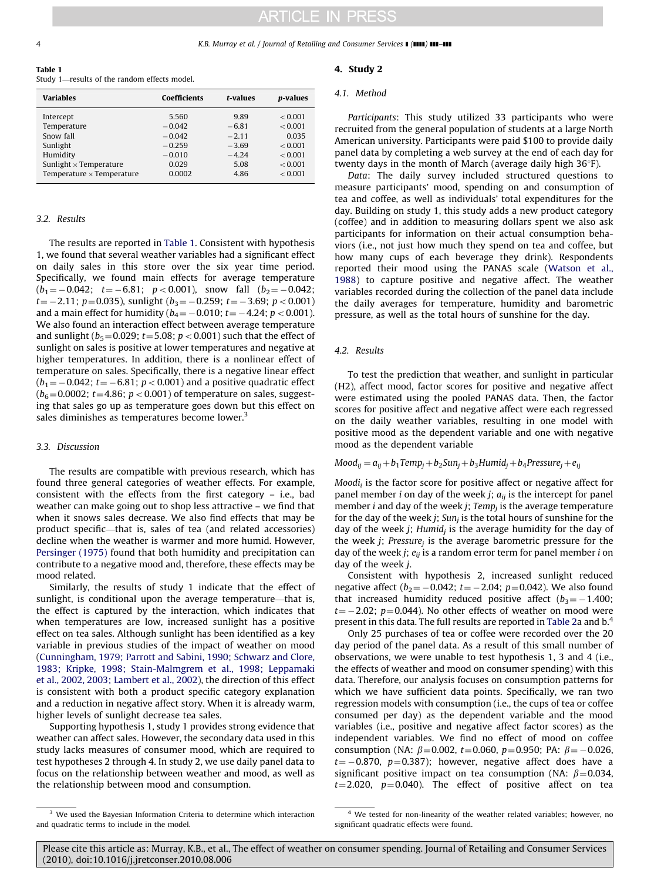**Table 1**
Study 1—results of the random effects model.

| Variables | Coefficients | t-values | p-values |
|---|---|---|---|
| Intercept | 5.560 | 9.89 | < 0.001 |
| Temperature | −0.042 | −6.81 | < 0.001 |
| Snow fall | −0.042 | −2.11 | 0.035 |
| Sunlight | −0.259 | −3.69 | < 0.001 |
| Humidity | −0.010 | −4.24 | < 0.001 |
| Sunlight × Temperature | 0.029 | 5.08 | < 0.001 |
| Temperature × Temperature | 0.0002 | 4.86 | < 0.001 |

### 3.2. Results

The results are reported in Table 1. Consistent with hypothesis 1, we found that several weather variables had a significant effect on daily sales in this store over the six year time period. Specifically, we found main effects for average temperature ($b_1 = -0.042$; $t = -6.81$; $p < 0.001$), snow fall ($b_2 = -0.042$; $t = -2.11$; $p = 0.035$), sunlight ($b_3 = -0.259$; $t = -3.69$; $p < 0.001$) and a main effect for humidity ($b_4 = -0.010$; $t = -4.24$; $p < 0.001$). We also found an interaction effect between average temperature and sunlight ($b_5 = 0.029$; $t = 5.08$; $p < 0.001$) such that the effect of sunlight on sales is positive at lower temperatures and negative at higher temperatures. In addition, there is a nonlinear effect of temperature on sales. Specifically, there is a negative linear effect ($b_1 = -0.042$; $t = -6.81$; $p < 0.001$) and a positive quadratic effect ($b_6 = 0.0002$; $t = 4.86$; $p < 0.001$) of temperature on sales, suggesting that sales go up as temperature goes down but this effect on sales diminishes as temperatures become lower.[3]

### 3.3. Discussion

The results are compatible with previous research, which has found three general categories of weather effects. For example, consistent with the effects from the first category – i.e., bad weather can make going out to shop less attractive – we find that when it snows sales decrease. We also find effects that may be product specific—that is, sales of tea (and related accessories) decline when the weather is warmer and more humid. However, Persinger (1975) found that both humidity and precipitation can contribute to a negative mood and, therefore, these effects may be mood related.

Similarly, the results of study 1 indicate that the effect of sunlight, is conditional upon the average temperature—that is, the effect is captured by the interaction, which indicates that when temperatures are low, increased sunlight has a positive effect on tea sales. Although sunlight has been identified as a key variable in previous studies of the impact of weather on mood (Cunningham, 1979; Parrott and Sabini, 1990; Schwarz and Clore, 1983; Kripke, 1998; Stain-Malmgrem et al., 1998; Leppamaki et al., 2002, 2003; Lambert et al., 2002), the direction of this effect is consistent with both a product specific category explanation and a reduction in negative affect story. When it is already warm, higher levels of sunlight decrease tea sales.

Supporting hypothesis 1, study 1 provides strong evidence that weather can affect sales. However, the secondary data used in this study lacks measures of consumer mood, which are required to test hypotheses 2 through 4. In study 2, we use daily panel data to focus on the relationship between weather and mood, as well as the relationship between mood and consumption.

[3] We used the Bayesian Information Criteria to determine which interaction and quadratic terms to include in the model.

## 4. Study 2

### 4.1. Method

*Participants*: This study utilized 33 participants who were recruited from the general population of students at a large North American university. Participants were paid \$100 to provide daily panel data by completing a web survey at the end of each day for twenty days in the month of March (average daily high 36°F).

*Data*: The daily survey included structured questions to measure participants' mood, spending on and consumption of tea and coffee, as well as individuals' total expenditures for the day. Building on study 1, this study adds a new product category (coffee) and in addition to measuring dollars spent we also ask participants for information on their actual consumption behaviors (i.e., not just how much they spend on tea and coffee, but how many cups of each beverage they drink). Respondents reported their mood using the PANAS scale (Watson et al., 1988) to capture positive and negative affect. The weather variables recorded during the collection of the panel data include the daily averages for temperature, humidity and barometric pressure, as well as the total hours of sunshine for the day.

### 4.2. Results

To test the prediction that weather, and sunlight in particular (H2), affect mood, factor scores for positive and negative affect were estimated using the pooled PANAS data. Then, the factor scores for positive affect and negative affect were each regressed on the daily weather variables, resulting in one model with positive mood as the dependent variable and one with negative mood as the dependent variable

$$Mood_{ij} = a_{ij} + b_1 Temp_j + b_2 Sun_j + b_3 Humid_j + b_4 Pressure_j + e_{ij}$$

$Moodi_i$ is the factor score for positive affect or negative affect for panel member $i$ on day of the week $j$; $a_{ij}$ is the intercept for panel member $i$ and day of the week $j$; $Temp_j$ is the average temperature for the day of the week $j$; $Sun_j$ is the total hours of sunshine for the day of the week $j$; $Humid_j$ is the average humidity for the day of the week $j$; $Pressure_j$ is the average barometric pressure for the day of the week $j$; $e_{ij}$ is a random error term for panel member $i$ on day of the week $j$.

Consistent with hypothesis 2, increased sunlight reduced negative affect ($b_2 = -0.042$; $t = -2.04$; $p = 0.042$). We also found that increased humidity reduced positive affect ($b_3 = -1.400$; $t = -2.02$; $p = 0.044$). No other effects of weather on mood were present in this data. The full results are reported in Table 2a and b.[4]

Only 25 purchases of tea or coffee were recorded over the 20 day period of the panel data. As a result of this small number of observations, we were unable to test hypothesis 1, 3 and 4 (i.e., the effects of weather and mood on consumer spending) with this data. Therefore, our analysis focuses on consumption patterns for which we have sufficient data points. Specifically, we ran two regression models with consumption (i.e., the cups of tea or coffee consumed per day) as the dependent variable and the mood variables (i.e., positive and negative affect factor scores) as the independent variables. We find no effect of mood on coffee consumption (NA: $\beta = 0.002$, $t = 0.060$, $p = 0.950$; PA: $\beta = -0.026$, $t = -0.870$, $p = 0.387$); however, negative affect does have a significant positive impact on tea consumption (NA: $\beta = 0.034$, $t = 2.020$, $p = 0.040$). The effect of positive affect on tea

[4] We tested for non-linearity of the weather related variables; however, no significant quadratic effects were found.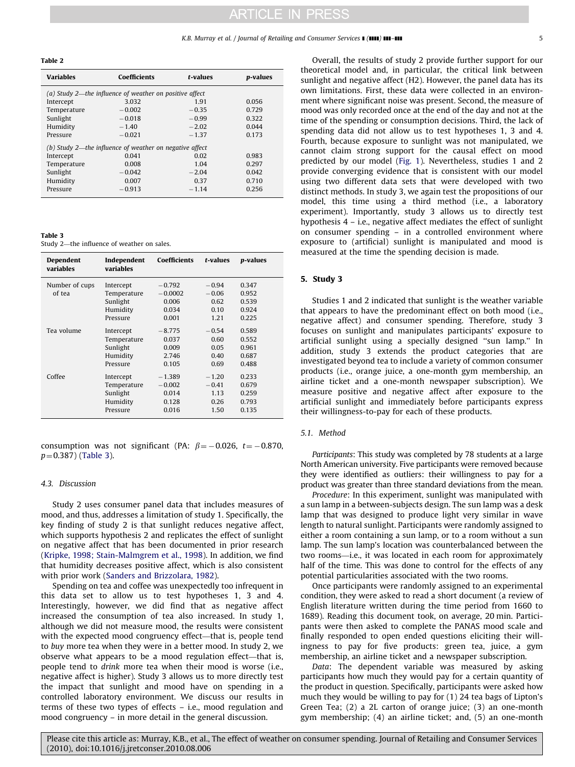**Table 2**

| Variables | Coefficients | *t*-values | *p*-values |
|---|---|---|---|
| *(a) Study 2—the influence of weather on positive affect* | | | |
| Intercept | 3.032 | 1.91 | 0.056 |
| Temperature | −0.002 | −0.35 | 0.729 |
| Sunlight | −0.018 | −0.99 | 0.322 |
| Humidity | −1.40 | −2.02 | 0.044 |
| Pressure | −0.021 | −1.37 | 0.173 |
| *(b) Study 2—the influence of weather on negative affect* | | | |
| Intercept | 0.041 | 0.02 | 0.983 |
| Temperature | 0.008 | 1.04 | 0.297 |
| Sunlight | −0.042 | −2.04 | 0.042 |
| Humidity | 0.007 | 0.37 | 0.710 |
| Pressure | −0.913 | −1.14 | 0.256 |

**Table 3**
Study 2—the influence of weather on sales.

| Dependent variables | Independent variables | Coefficients | *t*-values | *p*-values |
|---|---|---|---|---|
| Number of cups of tea | Intercept | −0.792 | −0.94 | 0.347 |
| | Temperature | −0.0002 | −0.06 | 0.952 |
| | Sunlight | 0.006 | 0.62 | 0.539 |
| | Humidity | 0.034 | 0.10 | 0.924 |
| | Pressure | 0.001 | 1.21 | 0.225 |
| Tea volume | Intercept | −8.775 | −0.54 | 0.589 |
| | Temperature | 0.037 | 0.60 | 0.552 |
| | Sunlight | 0.009 | 0.05 | 0.961 |
| | Humidity | 2.746 | 0.40 | 0.687 |
| | Pressure | 0.105 | 0.69 | 0.488 |
| Coffee | Intercept | −1.389 | −1.20 | 0.233 |
| | Temperature | −0.002 | −0.41 | 0.679 |
| | Sunlight | 0.014 | 1.13 | 0.259 |
| | Humidity | 0.128 | 0.26 | 0.793 |
| | Pressure | 0.016 | 1.50 | 0.135 |

consumption was not significant (PA: $\beta = -0.026$, $t = -0.870$, $p = 0.387$) (Table 3).

### 4.3. Discussion

Study 2 uses consumer panel data that includes measures of mood, and thus, addresses a limitation of study 1. Specifically, the key finding of study 2 is that sunlight reduces negative affect, which supports hypothesis 2 and replicates the effect of sunlight on negative affect that has been documented in prior research (Kripke, 1998; Stain-Malmgrem et al., 1998). In addition, we find that humidity decreases positive affect, which is also consistent with prior work (Sanders and Brizzolara, 1982).

Spending on tea and coffee was unexpectedly too infrequent in this data set to allow us to test hypotheses 1, 3 and 4. Interestingly, however, we did find that as negative affect increased the consumption of tea also increased. In study 1, although we did not measure mood, the results were consistent with the expected mood congruency effect—that is, people tend to *buy* more tea when they were in a better mood. In study 2, we observe what appears to be a mood regulation effect—that is, people tend to *drink* more tea when their mood is worse (i.e., negative affect is higher). Study 3 allows us to more directly test the impact that sunlight and mood have on spending in a controlled laboratory environment. We discuss our results in terms of these two types of effects – i.e., mood regulation and mood congruency – in more detail in the general discussion.

Overall, the results of study 2 provide further support for our theoretical model and, in particular, the critical link between sunlight and negative affect (H2). However, the panel data has its own limitations. First, these data were collected in an environment where significant noise was present. Second, the measure of mood was only recorded once at the end of the day and not at the time of the spending or consumption decisions. Third, the lack of spending data did not allow us to test hypotheses 1, 3 and 4. Fourth, because exposure to sunlight was not manipulated, we cannot claim strong support for the causal effect on mood predicted by our model (Fig. 1). Nevertheless, studies 1 and 2 provide converging evidence that is consistent with our model using two different data sets that were developed with two distinct methods. In study 3, we again test the propositions of our model, this time using a third method (i.e., a laboratory experiment). Importantly, study 3 allows us to directly test hypothesis 4 – i.e., negative affect mediates the effect of sunlight on consumer spending – in a controlled environment where exposure to (artificial) sunlight is manipulated and mood is measured at the time the spending decision is made.

## 5. Study 3

Studies 1 and 2 indicated that sunlight is the weather variable that appears to have the predominant effect on both mood (i.e., negative affect) and consumer spending. Therefore, study 3 focuses on sunlight and manipulates participants' exposure to artificial sunlight using a specially designed "sun lamp." In addition, study 3 extends the product categories that are investigated beyond tea to include a variety of common consumer products (i.e., orange juice, a one-month gym membership, an airline ticket and a one-month newspaper subscription). We measure positive and negative affect after exposure to the artificial sunlight and immediately before participants express their willingness-to-pay for each of these products.

### 5.1. Method

*Participants*: This study was completed by 78 students at a large North American university. Five participants were removed because they were identified as outliers: their willingness to pay for a product was greater than three standard deviations from the mean.

*Procedure*: In this experiment, sunlight was manipulated with a sun lamp in a between-subjects design. The sun lamp was a desk lamp that was designed to produce light very similar in wave length to natural sunlight. Participants were randomly assigned to either a room containing a sun lamp, or to a room without a sun lamp. The sun lamp's location was counterbalanced between the two rooms—i.e., it was located in each room for approximately half of the time. This was done to control for the effects of any potential particularities associated with the two rooms.

Once participants were randomly assigned to an experimental condition, they were asked to read a short document (a review of English literature written during the time period from 1660 to 1689). Reading this document took, on average, 20 min. Participants were then asked to complete the PANAS mood scale and finally responded to open ended questions eliciting their willingness to pay for five products: green tea, juice, a gym membership, an airline ticket and a newspaper subscription.

*Data*: The dependent variable was measured by asking participants how much they would pay for a certain quantity of the product in question. Specifically, participants were asked how much they would be willing to pay for (1) 24 tea bags of Lipton's Green Tea; (2) a 2L carton of orange juice; (3) an one-month gym membership; (4) an airline ticket; and, (5) an one-month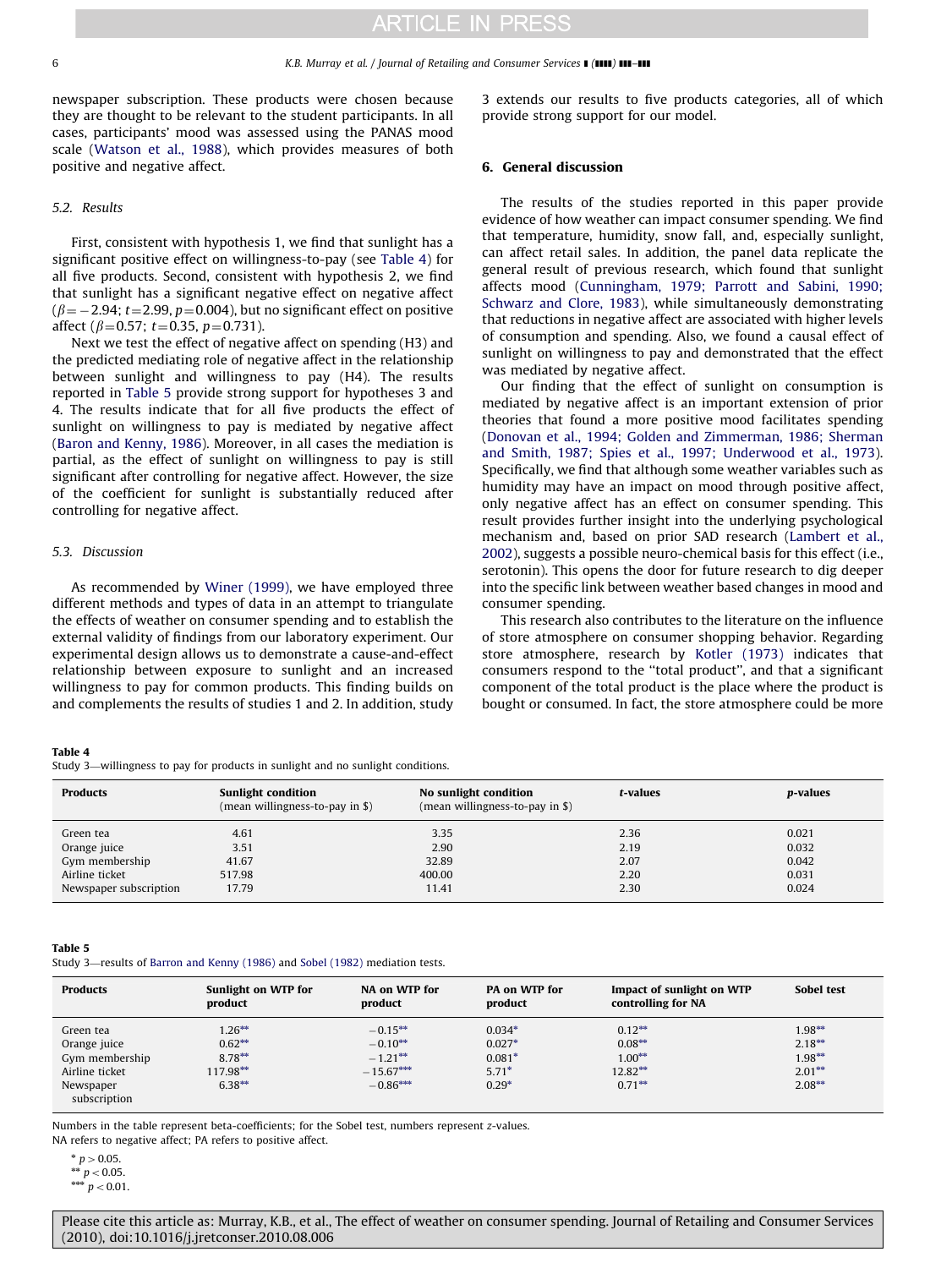newspaper subscription. These products were chosen because they are thought to be relevant to the student participants. In all cases, participants' mood was assessed using the PANAS mood scale (Watson et al., 1988), which provides measures of both positive and negative affect.

### 5.2. Results

First, consistent with hypothesis 1, we find that sunlight has a significant positive effect on willingness-to-pay (see Table 4) for all five products. Second, consistent with hypothesis 2, we find that sunlight has a significant negative effect on negative affect ($\beta = -2.94$; $t = 2.99$, $p = 0.004$), but no significant effect on positive affect ($\beta = 0.57$; $t = 0.35$, $p = 0.731$).

Next we test the effect of negative affect on spending (H3) and the predicted mediating role of negative affect in the relationship between sunlight and willingness to pay (H4). The results reported in Table 5 provide strong support for hypotheses 3 and 4. The results indicate that for all five products the effect of sunlight on willingness to pay is mediated by negative affect (Baron and Kenny, 1986). Moreover, in all cases the mediation is partial, as the effect of sunlight on willingness to pay is still significant after controlling for negative affect. However, the size of the coefficient for sunlight is substantially reduced after controlling for negative affect.

### 5.3. Discussion

As recommended by Winer (1999), we have employed three different methods and types of data in an attempt to triangulate the effects of weather on consumer spending and to establish the external validity of findings from our laboratory experiment. Our experimental design allows us to demonstrate a cause-and-effect relationship between exposure to sunlight and an increased willingness to pay for common products. This finding builds on and complements the results of studies 1 and 2. In addition, study 3 extends our results to five products categories, all of which provide strong support for our model.

## 6. General discussion

The results of the studies reported in this paper provide evidence of how weather can impact consumer spending. We find that temperature, humidity, snow fall, and, especially sunlight, can affect retail sales. In addition, the panel data replicate the general result of previous research, which found that sunlight affects mood (Cunningham, 1979; Parrott and Sabini, 1990; Schwarz and Clore, 1983), while simultaneously demonstrating that reductions in negative affect are associated with higher levels of consumption and spending. Also, we found a causal effect of sunlight on willingness to pay and demonstrated that the effect was mediated by negative affect.

Our finding that the effect of sunlight on consumption is mediated by negative affect is an important extension of prior theories that found a more positive mood facilitates spending (Donovan et al., 1994; Golden and Zimmerman, 1986; Sherman and Smith, 1987; Spies et al., 1997; Underwood et al., 1973). Specifically, we find that although some weather variables such as humidity may have an impact on mood through positive affect, only negative affect has an effect on consumer spending. This result provides further insight into the underlying psychological mechanism and, based on prior SAD research (Lambert et al., 2002), suggests a possible neuro-chemical basis for this effect (i.e., serotonin). This opens the door for future research to dig deeper into the specific link between weather based changes in mood and consumer spending.

This research also contributes to the literature on the influence of store atmosphere on consumer shopping behavior. Regarding store atmosphere, research by Kotler (1973) indicates that consumers respond to the "total product", and that a significant component of the total product is the place where the product is bought or consumed. In fact, the store atmosphere could be more

**Table 4**
Study 3—willingness to pay for products in sunlight and no sunlight conditions.

| Products | Sunlight condition (mean willingness-to-pay in $) | No sunlight condition (mean willingness-to-pay in $) | *t*-values | *p*-values |
|---|---|---|---|---|
| Green tea | 4.61 | 3.35 | 2.36 | 0.021 |
| Orange juice | 3.51 | 2.90 | 2.19 | 0.032 |
| Gym membership | 41.67 | 32.89 | 2.07 | 0.042 |
| Airline ticket | 517.98 | 400.00 | 2.20 | 0.031 |
| Newspaper subscription | 17.79 | 11.41 | 2.30 | 0.024 |

**Table 5**
Study 3—results of Barron and Kenny (1986) and Sobel (1982) mediation tests.

| Products | Sunlight on WTP for product | NA on WTP for product | PA on WTP for product | Impact of sunlight on WTP controlling for NA | Sobel test |
|---|---|---|---|---|---|
| Green tea | 1.26** | −0.15** | 0.034* | 0.12** | 1.98** |
| Orange juice | 0.62** | −0.10** | 0.027* | 0.08** | 2.18** |
| Gym membership | 8.78** | −1.21** | 0.081* | 1.00** | 1.98** |
| Airline ticket | 117.98** | −15.67*** | 5.71* | 12.82** | 2.01** |
| Newspaper subscription | 6.38** | −0.86*** | 0.29* | 0.71** | 2.08** |

Numbers in the table represent beta-coefficients; for the Sobel test, numbers represent *z*-values.
NA refers to negative affect; PA refers to positive affect.

\* $p > 0.05$.
\** $p < 0.05$.
\*** $p < 0.01$.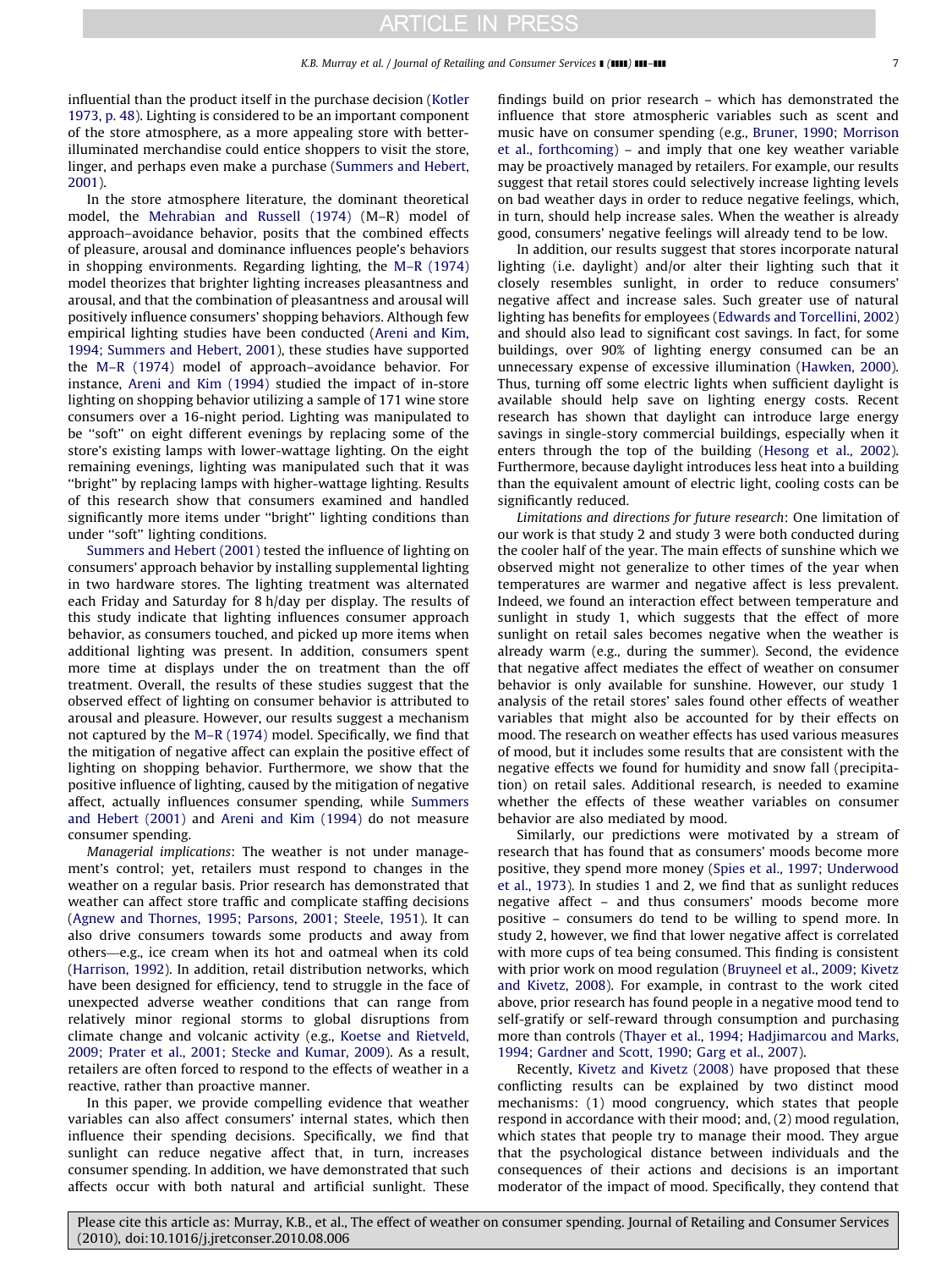influential than the product itself in the purchase decision (Kotler 1973, p. 48). Lighting is considered to be an important component of the store atmosphere, as a more appealing store with better-illuminated merchandise could entice shoppers to visit the store, linger, and perhaps even make a purchase (Summers and Hebert, 2001).

In the store atmosphere literature, the dominant theoretical model, the Mehrabian and Russell (1974) (M–R) model of approach–avoidance behavior, posits that the combined effects of pleasure, arousal and dominance influences people's behaviors in shopping environments. Regarding lighting, the M–R (1974) model theorizes that brighter lighting increases pleasantness and arousal, and that the combination of pleasantness and arousal will positively influence consumers' shopping behaviors. Although few empirical lighting studies have been conducted (Areni and Kim, 1994; Summers and Hebert, 2001), these studies have supported the M–R (1974) model of approach–avoidance behavior. For instance, Areni and Kim (1994) studied the impact of in-store lighting on shopping behavior utilizing a sample of 171 wine store consumers over a 16-night period. Lighting was manipulated to be "soft" on eight different evenings by replacing some of the store's existing lamps with lower-wattage lighting. On the eight remaining evenings, lighting was manipulated such that it was "bright" by replacing lamps with higher-wattage lighting. Results of this research show that consumers examined and handled significantly more items under "bright" lighting conditions than under "soft" lighting conditions.

Summers and Hebert (2001) tested the influence of lighting on consumers' approach behavior by installing supplemental lighting in two hardware stores. The lighting treatment was alternated each Friday and Saturday for 8 h/day per display. The results of this study indicate that lighting influences consumer approach behavior, as consumers touched, and picked up more items when additional lighting was present. In addition, consumers spent more time at displays under the on treatment than the off treatment. Overall, the results of these studies suggest that the observed effect of lighting on consumer behavior is attributed to arousal and pleasure. However, our results suggest a mechanism not captured by the M–R (1974) model. Specifically, we find that the mitigation of negative affect can explain the positive effect of lighting on shopping behavior. Furthermore, we show that the positive influence of lighting, caused by the mitigation of negative affect, actually influences consumer spending, while Summers and Hebert (2001) and Areni and Kim (1994) do not measure consumer spending.

*Managerial implications*: The weather is not under management's control; yet, retailers must respond to changes in the weather on a regular basis. Prior research has demonstrated that weather can affect store traffic and complicate staffing decisions (Agnew and Thornes, 1995; Parsons, 2001; Steele, 1951). It can also drive consumers towards some products and away from others—e.g., ice cream when its hot and oatmeal when its cold (Harrison, 1992). In addition, retail distribution networks, which have been designed for efficiency, tend to struggle in the face of unexpected adverse weather conditions that can range from relatively minor regional storms to global disruptions from climate change and volcanic activity (e.g., Koetse and Rietveld, 2009; Prater et al., 2001; Stecke and Kumar, 2009). As a result, retailers are often forced to respond to the effects of weather in a reactive, rather than proactive manner.

In this paper, we provide compelling evidence that weather variables can also affect consumers' internal states, which then influence their spending decisions. Specifically, we find that sunlight can reduce negative affect that, in turn, increases consumer spending. In addition, we have demonstrated that such affects occur with both natural and artificial sunlight. These findings build on prior research – which has demonstrated the influence that store atmospheric variables such as scent and music have on consumer spending (e.g., Bruner, 1990; Morrison et al., forthcoming) – and imply that one key weather variable may be proactively managed by retailers. For example, our results suggest that retail stores could selectively increase lighting levels on bad weather days in order to reduce negative feelings, which, in turn, should help increase sales. When the weather is already good, consumers' negative feelings will already tend to be low.

In addition, our results suggest that stores incorporate natural lighting (i.e. daylight) and/or alter their lighting such that it closely resembles sunlight, in order to reduce consumers' negative affect and increase sales. Such greater use of natural lighting has benefits for employees (Edwards and Torcellini, 2002) and should also lead to significant cost savings. In fact, for some buildings, over 90% of lighting energy consumed can be an unnecessary expense of excessive illumination (Hawken, 2000). Thus, turning off some electric lights when sufficient daylight is available should help save on lighting energy costs. Recent research has shown that daylight can introduce large energy savings in single-story commercial buildings, especially when it enters through the top of the building (Hesong et al., 2002). Furthermore, because daylight introduces less heat into a building than the equivalent amount of electric light, cooling costs can be significantly reduced.

*Limitations and directions for future research*: One limitation of our work is that study 2 and study 3 were both conducted during the cooler half of the year. The main effects of sunshine which we observed might not generalize to other times of the year when temperatures are warmer and negative affect is less prevalent. Indeed, we found an interaction effect between temperature and sunlight in study 1, which suggests that the effect of more sunlight on retail sales becomes negative when the weather is already warm (e.g., during the summer). Second, the evidence that negative affect mediates the effect of weather on consumer behavior is only available for sunshine. However, our study 1 analysis of the retail stores' sales found other effects of weather variables that might also be accounted for by their effects on mood. The research on weather effects has used various measures of mood, but it includes some results that are consistent with the negative effects we found for humidity and snow fall (precipitation) on retail sales. Additional research, is needed to examine whether the effects of these weather variables on consumer behavior are also mediated by mood.

Similarly, our predictions were motivated by a stream of research that has found that as consumers' moods become more positive, they spend more money (Spies et al., 1997; Underwood et al., 1973). In studies 1 and 2, we find that as sunlight reduces negative affect – and thus consumers' moods become more positive – consumers do tend to be willing to spend more. In study 2, however, we find that lower negative affect is correlated with more cups of tea being consumed. This finding is consistent with prior work on mood regulation (Bruyneel et al., 2009; Kivetz and Kivetz, 2008). For example, in contrast to the work cited above, prior research has found people in a negative mood tend to self-gratify or self-reward through consumption and purchasing more than controls (Thayer et al., 1994; Hadjimarcou and Marks, 1994; Gardner and Scott, 1990; Garg et al., 2007).

Recently, Kivetz and Kivetz (2008) have proposed that these conflicting results can be explained by two distinct mood mechanisms: (1) mood congruency, which states that people respond in accordance with their mood; and, (2) mood regulation, which states that people try to manage their mood. They argue that the psychological distance between individuals and the consequences of their actions and decisions is an important moderator of the impact of mood. Specifically, they contend that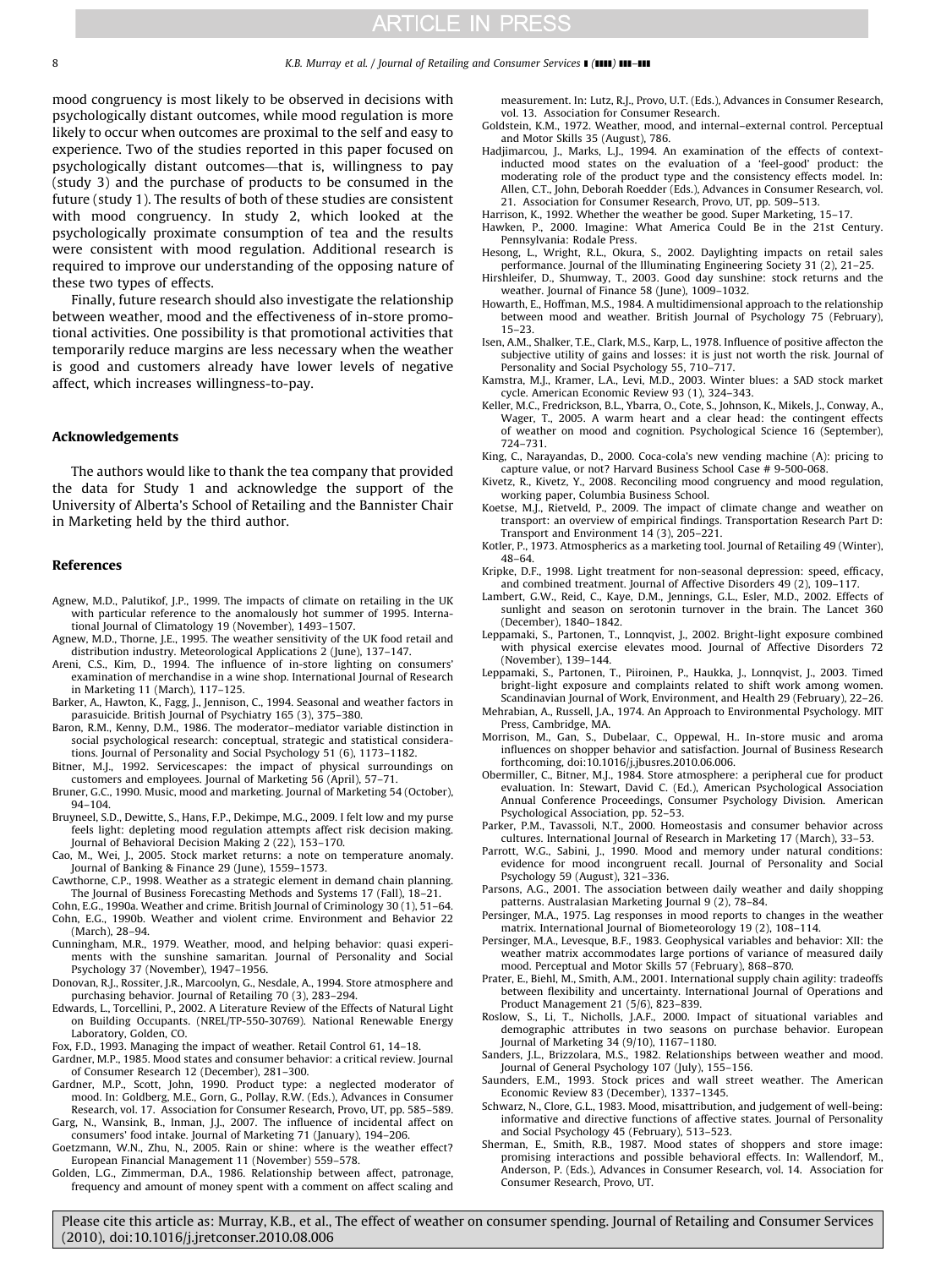mood congruency is most likely to be observed in decisions with psychologically distant outcomes, while mood regulation is more likely to occur when outcomes are proximal to the self and easy to experience. Two of the studies reported in this paper focused on psychologically distant outcomes—that is, willingness to pay (study 3) and the purchase of products to be consumed in the future (study 1). The results of both of these studies are consistent with mood congruency. In study 2, which looked at the psychologically proximate consumption of tea and the results were consistent with mood regulation. Additional research is required to improve our understanding of the opposing nature of these two types of effects.

Finally, future research should also investigate the relationship between weather, mood and the effectiveness of in-store promotional activities. One possibility is that promotional activities that temporarily reduce margins are less necessary when the weather is good and customers already have lower levels of negative affect, which increases willingness-to-pay.

## Acknowledgements

The authors would like to thank the tea company that provided the data for Study 1 and acknowledge the support of the University of Alberta's School of Retailing and the Bannister Chair in Marketing held by the third author.

## References

Agnew, M.D., Palutikof, J.P., 1999. The impacts of climate on retailing in the UK with particular reference to the anomalously hot summer of 1995. International Journal of Climatology 19 (November), 1493–1507.

Agnew, M.D., Thorne, J.E., 1995. The weather sensitivity of the UK food retail and distribution industry. Meteorological Applications 2 (June), 137–147.

Areni, C.S., Kim, D., 1994. The influence of in-store lighting on consumers' examination of merchandise in a wine shop. International Journal of Research in Marketing 11 (March), 117–125.

Barker, A., Hawton, K., Fagg, J., Jennison, C., 1994. Seasonal and weather factors in parasuicide. British Journal of Psychiatry 165 (3), 375–380.

Baron, R.M., Kenny, D.M., 1986. The moderator–mediator variable distinction in social psychological research: conceptual, strategic and statistical considerations. Journal of Personality and Social Psychology 51 (6), 1173–1182.

Bitner, M.J., 1992. Servicescapes: the impact of physical surroundings on customers and employees. Journal of Marketing 56 (April), 57–71.

Bruner, G.C., 1990. Music, mood and marketing. Journal of Marketing 54 (October), 94–104.

Bruyneel, S.D., Dewitte, S., Hans, F.P., Dekimpe, M.G., 2009. I felt low and my purse feels light: depleting mood regulation attempts affect risk decision making. Journal of Behavioral Decision Making 2 (22), 153–170.

Cao, M., Wei, J., 2005. Stock market returns: a note on temperature anomaly. Journal of Banking & Finance 29 (June), 1559–1573.

Cawthorne, C.P., 1998. Weather as a strategic element in demand chain planning. The Journal of Business Forecasting Methods and Systems 17 (Fall), 18–21.

Cohn, E.G., 1990a. Weather and crime. British Journal of Criminology 30 (1), 51–64.

Cohn, E.G., 1990b. Weather and violent crime. Environment and Behavior 22 (March), 28–94.

Cunningham, M.R., 1979. Weather, mood, and helping behavior: quasi experiments with the sunshine samaritan. Journal of Personality and Social Psychology 37 (November), 1947–1956.

Donovan, R.J., Rossiter, J.R., Marcoolyn, G., Nesdale, A., 1994. Store atmosphere and purchasing behavior. Journal of Retailing 70 (3), 283–294.

Edwards, L., Torcellini, P., 2002. A Literature Review of the Effects of Natural Light on Building Occupants. (NREL/TP-550-30769). National Renewable Energy Laboratory, Golden, CO.

Fox, F., 1993. Managing the impact of weather. Retail Control 61, 14–18.

Gardner, M.P., 1985. Mood states and consumer behavior: a critical review. Journal of Consumer Research 12 (December), 281–300.

Gardner, M.P., Scott, John, 1990. Product type: a neglected moderator of mood. In: Goldberg, M.E., Gorn, G., Pollay, R.W. (Eds.), Advances in Consumer Research, vol. 17. Association for Consumer Research, Provo, UT, pp. 585–589.

Garg, N., Wansink, B., Inman, J.J., 2007. The influence of incidental affect on consumers' food intake. Journal of Marketing 71 (January), 194–206.

Goetzmann, W.N., Zhu, N., 2005. Rain or shine: where is the weather effect? European Financial Management 11 (November) 559–578.

Golden, L.G., Zimmerman, D.A., 1986. Relationship between affect, patronage, frequency and amount of money spent with a comment on affect scaling and measurement. In: Lutz, R.J., Provo, U.T. (Eds.), Advances in Consumer Research, vol. 13. Association for Consumer Research.

Goldstein, K.M., 1972. Weather, mood, and internal–external control. Perceptual and Motor Skills 35 (August), 786.

Hadjimarcou, J., Marks, L.J., 1994. An examination of the effects of context-inducted mood states on the evaluation of a 'feel-good' product: the moderating role of the product type and the consistency effects model. In: Allen, C.T., John, Deborah Roedder (Eds.), Advances in Consumer Research, vol. 21. Association for Consumer Research, Provo, UT, pp. 509–513.

Harrison, K., 1992. Whether the weather be good. Super Marketing, 15–17.

Hawken, P., 2000. Imagine: What America Could Be in the 21st Century. Pennsylvania: Rodale Press.

Hesong, L., Wright, R.L., Okura, S., 2002. Daylighting impacts on retail sales performance. Journal of the Illuminating Engineering Society 31 (2), 21–25.

Hirshleifer, D., Shumway, T., 2003. Good day sunshine: stock returns and the weather. Journal of Finance 58 (June), 1009–1032.

Howarth, E., Hoffman, M.S., 1984. A multidimensional approach to the relationship between mood and weather. British Journal of Psychology 75 (February), 15–23.

Isen, A.M., Shalker, T.E., Clark, M.S., Karp, L., 1978. Influence of positive affecton the subjective utility of gains and losses: it is just not worth the risk. Journal of Personality and Social Psychology 55, 710–717.

Kamstra, M.J., Kramer, L.A., Levi, M.D., 2003. Winter blues: a SAD stock market cycle. American Economic Review 93 (1), 324–343.

Keller, M.C., Fredrickson, B.L., Ybarra, O., Cote, S., Johnson, K., Mikels, J., Conway, A., Wager, T., 2005. A warm heart and a clear head: the contingent effects of weather on mood and cognition. Psychological Science 16 (September), 724–731.

King, C., Narayandas, D., 2000. Coca-cola's new vending machine (A): pricing to capture value, or not? Harvard Business School Case # 9-500-068.

Kivetz, R., Kivetz, Y., 2008. Reconciling mood congruency and mood regulation, working paper, Columbia Business School.

Koetse, M.J., Rietveld, P., 2009. The impact of climate change and weather on transport: an overview of empirical findings. Transportation Research Part D: Transport and Environment 14 (3), 205–221.

Kotler, P., 1973. Atmospherics as a marketing tool. Journal of Retailing 49 (Winter), 48–64.

Kripke, D.F., 1998. Light treatment for non-seasonal depression: speed, efficacy, and combined treatment. Journal of Affective Disorders 49 (2), 109–117.

Lambert, G.W., Reid, C., Kaye, D.M., Jennings, G.L., Esler, M.D., 2002. Effects of sunlight and season on serotonin turnover in the brain. The Lancet 360 (December), 1840–1842.

Leppamaki, S., Partonen, T., Lonnqvist, J., 2002. Bright-light exposure combined with physical exercise elevates mood. Journal of Affective Disorders 72 (November), 139–144.

Leppamaki, S., Partonen, T., Piiroinen, P., Haukka, J., Lonnqvist, J., 2003. Timed bright-light exposure and complaints related to shift work among women. Scandinavian Journal of Work, Environment, and Health 29 (February), 22–26.

Mehrabian, A., Russell, J.A., 1974. An Approach to Environmental Psychology. MIT Press, Cambridge, MA.

Morrison, M., Gan, S., Dubelaar, C., Oppewal, H.. In-store music and aroma influences on shopper behavior and satisfaction. Journal of Business Research forthcoming, doi:10.1016/j.jbusres.2010.06.006.

Obermiller, C., Bitner, M.J., 1984. Store atmosphere: a peripheral cue for product evaluation. In: Stewart, David C. (Ed.), American Psychological Association Annual Conference Proceedings, Consumer Psychology Division. American Psychological Association, pp. 52–53.

Parker, P.M., Tavassoli, N.T., 2000. Homeostasis and consumer behavior across cultures. International Journal of Research in Marketing 17 (March), 33–53.

Parrott, W.G., Sabini, J., 1990. Mood and memory under natural conditions: evidence for mood incongruent recall. Journal of Personality and Social Psychology 59 (August), 321–336.

Parsons, A.G., 2001. The association between daily weather and daily shopping patterns. Australasian Marketing Journal 9 (2), 78–84.

Persinger, M.A., 1975. Lag responses in mood reports to changes in the weather matrix. International Journal of Biometeorology 19 (2), 108–114.

Persinger, M.A., Levesque, B.F., 1983. Geophysical variables and behavior: XII: the weather matrix accommodates large portions of variance of measured daily mood. Perceptual and Motor Skills 57 (February), 868–870.

Prater, E., Biehl, M., Smith, A.M., 2001. International supply chain agility: tradeoffs between flexibility and uncertainty. International Journal of Operations and Product Management 21 (5/6), 823–839.

Roslow, S., Li, T., Nicholls, J.A.F., 2000. Impact of situational variables and demographic attributes in two seasons on purchase behavior. European Journal of Marketing 34 (9/10), 1167–1180.

Sanders, J.L., Brizzolara, M.S., 1982. Relationships between weather and mood. Journal of General Psychology 107 (July), 155–156.

Saunders, E.M., 1993. Stock prices and wall street weather. The American Economic Review 83 (December), 1337–1345.

Schwarz, N., Clore, G.L., 1983. Mood, misattribution, and judgement of well-being: informative and directive functions of affective states. Journal of Personality and Social Psychology 45 (February), 513–523.

Sherman, E., Smith, R.B., 1987. Mood states of shoppers and store image: promising interactions and possible behavioral effects. In: Wallendorf, M., Anderson, P. (Eds.), Advances in Consumer Research, vol. 14. Association for Consumer Research, Provo, UT.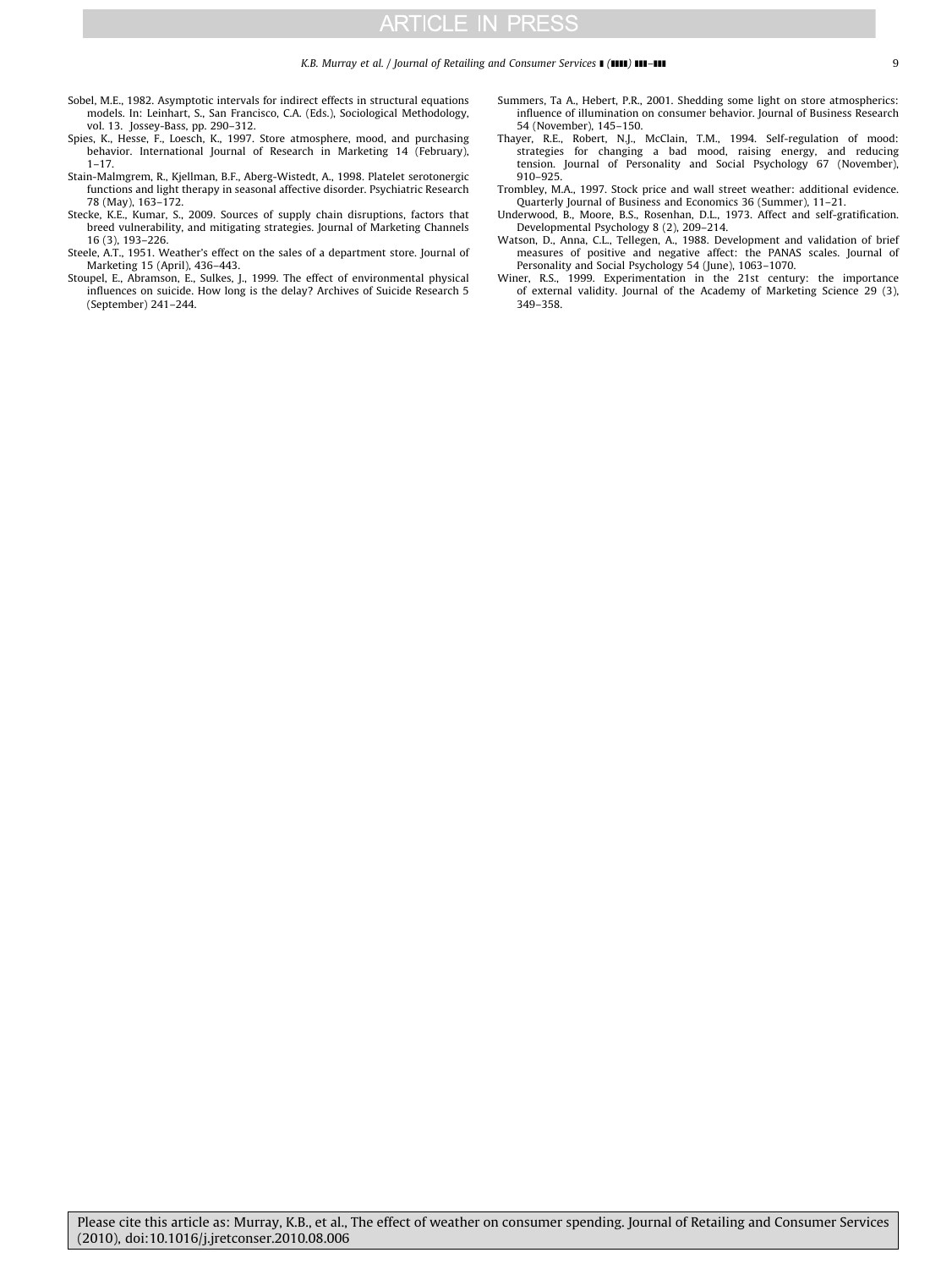Sobel, M.E., 1982. Asymptotic intervals for indirect effects in structural equations models. In: Leinhart, S., San Francisco, C.A. (Eds.), Sociological Methodology, vol. 13. Jossey-Bass, pp. 290–312.

Spies, K., Hesse, F., Loesch, K., 1997. Store atmosphere, mood, and purchasing behavior. International Journal of Research in Marketing 14 (February), 1–17.

Stain-Malmgrem, R., Kjellman, B.F., Aberg-Wistedt, A., 1998. Platelet serotonergic functions and light therapy in seasonal affective disorder. Psychiatric Research 78 (May), 163–172.

Stecke, K.E., Kumar, S., 2009. Sources of supply chain disruptions, factors that breed vulnerability, and mitigating strategies. Journal of Marketing Channels 16 (3), 193–226.

Steele, A.T., 1951. Weather's effect on the sales of a department store. Journal of Marketing 15 (April), 436–443.

Stoupel, E., Abramson, E., Sulkes, J., 1999. The effect of environmental physical influences on suicide. How long is the delay? Archives of Suicide Research 5 (September) 241–244.

Summers, Ta A., Hebert, P.R., 2001. Shedding some light on store atmospherics: influence of illumination on consumer behavior. Journal of Business Research 54 (November), 145–150.

Thayer, R.E., Robert, N.J., McClain, T.M., 1994. Self-regulation of mood: strategies for changing a bad mood, raising energy, and reducing tension. Journal of Personality and Social Psychology 67 (November), 910–925.

Trombley, M.A., 1997. Stock price and wall street weather: additional evidence. Quarterly Journal of Business and Economics 36 (Summer), 11–21.

Underwood, B., Moore, B.S., Rosenhan, D.L., 1973. Affect and self-gratification. Developmental Psychology 8 (2), 209–214.

Watson, D., Anna, C.L., Tellegen, A., 1988. Development and validation of brief measures of positive and negative affect: the PANAS scales. Journal of Personality and Social Psychology 54 (June), 1063–1070.

Winer, R.S., 1999. Experimentation in the 21st century: the importance of external validity. Journal of the Academy of Marketing Science 29 (3), 349–358.